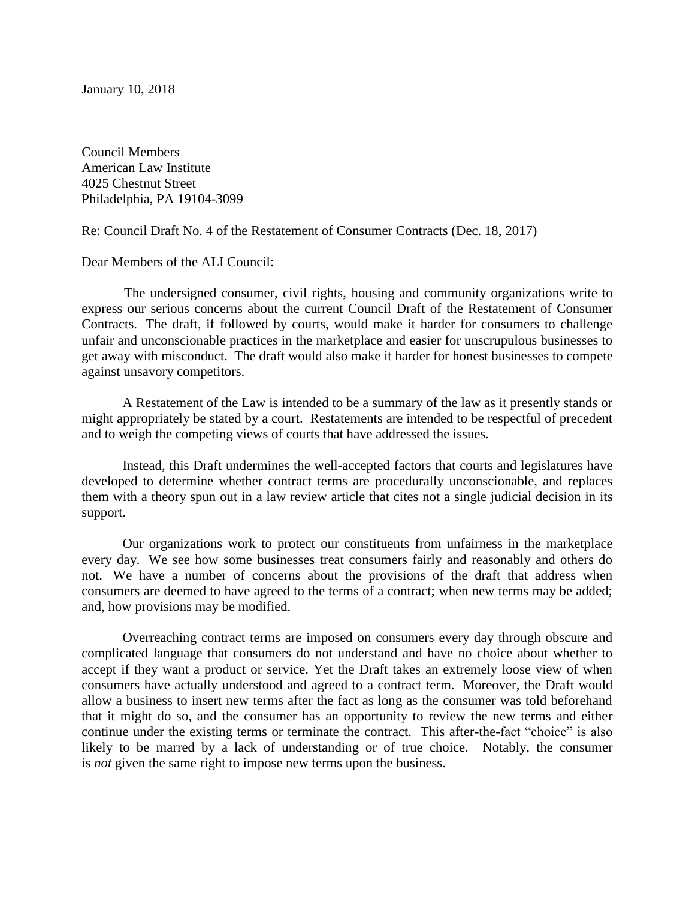January 10, 2018

Council Members  
American Law Institute  
4025 Chestnut Street  
Philadelphia, PA 19104-3099

Re: Council Draft No. 4 of the Restatement of Consumer Contracts (Dec. 18, 2017)

Dear Members of the ALI Council:

The undersigned consumer, civil rights, housing and community organizations write to express our serious concerns about the current Council Draft of the Restatement of Consumer Contracts. The draft, if followed by courts, would make it harder for consumers to challenge unfair and unconscionable practices in the marketplace and easier for unscrupulous businesses to get away with misconduct. The draft would also make it harder for honest businesses to compete against unsavory competitors.

A Restatement of the Law is intended to be a summary of the law as it presently stands or might appropriately be stated by a court. Restatements are intended to be respectful of precedent and to weigh the competing views of courts that have addressed the issues.

Instead, this Draft undermines the well-accepted factors that courts and legislatures have developed to determine whether contract terms are procedurally unconscionable, and replaces them with a theory spun out in a law review article that cites not a single judicial decision in its support.

Our organizations work to protect our constituents from unfairness in the marketplace every day. We see how some businesses treat consumers fairly and reasonably and others do not. We have a number of concerns about the provisions of the draft that address when consumers are deemed to have agreed to the terms of a contract; when new terms may be added; and, how provisions may be modified.

Overreaching contract terms are imposed on consumers every day through obscure and complicated language that consumers do not understand and have no choice about whether to accept if they want a product or service. Yet the Draft takes an extremely loose view of when consumers have actually understood and agreed to a contract term. Moreover, the Draft would allow a business to insert new terms after the fact as long as the consumer was told beforehand that it might do so, and the consumer has an opportunity to review the new terms and either continue under the existing terms or terminate the contract. This after-the-fact "choice" is also likely to be marred by a lack of understanding or of true choice. Notably, the consumer is *not* given the same right to impose new terms upon the business.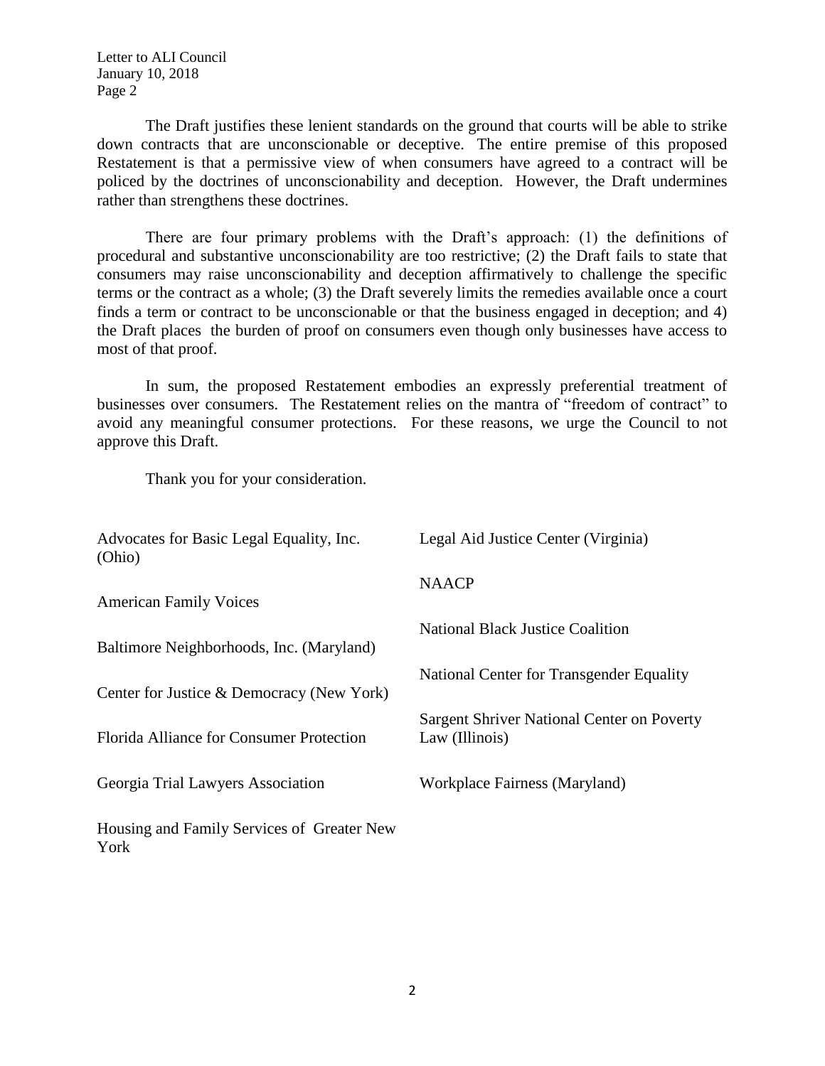The Draft justifies these lenient standards on the ground that courts will be able to strike down contracts that are unconscionable or deceptive. The entire premise of this proposed Restatement is that a permissive view of when consumers have agreed to a contract will be policed by the doctrines of unconscionability and deception. However, the Draft undermines rather than strengthens these doctrines.

There are four primary problems with the Draft's approach: (1) the definitions of procedural and substantive unconscionability are too restrictive; (2) the Draft fails to state that consumers may raise unconscionability and deception affirmatively to challenge the specific terms or the contract as a whole; (3) the Draft severely limits the remedies available once a court finds a term or contract to be unconscionable or that the business engaged in deception; and 4) the Draft places the burden of proof on consumers even though only businesses have access to most of that proof.

In sum, the proposed Restatement embodies an expressly preferential treatment of businesses over consumers. The Restatement relies on the mantra of "freedom of contract" to avoid any meaningful consumer protections. For these reasons, we urge the Council to not approve this Draft.

Thank you for your consideration.

Advocates for Basic Legal Equality, Inc. (Ohio)

American Family Voices

Baltimore Neighborhoods, Inc. (Maryland)

Center for Justice & Democracy (New York)

Florida Alliance for Consumer Protection

Georgia Trial Lawyers Association

Housing and Family Services of Greater New York

Legal Aid Justice Center (Virginia)

NAACP

National Black Justice Coalition

National Center for Transgender Equality

Sargent Shriver National Center on Poverty Law (Illinois)

Workplace Fairness (Maryland)